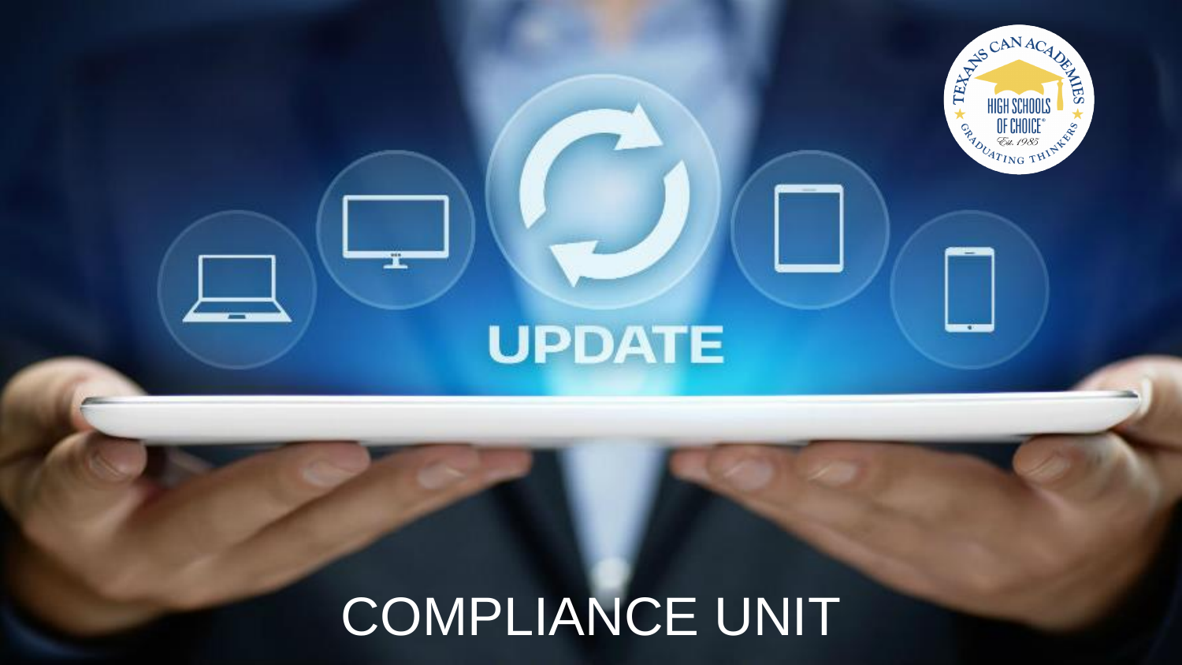# COMPLIANCE UNIT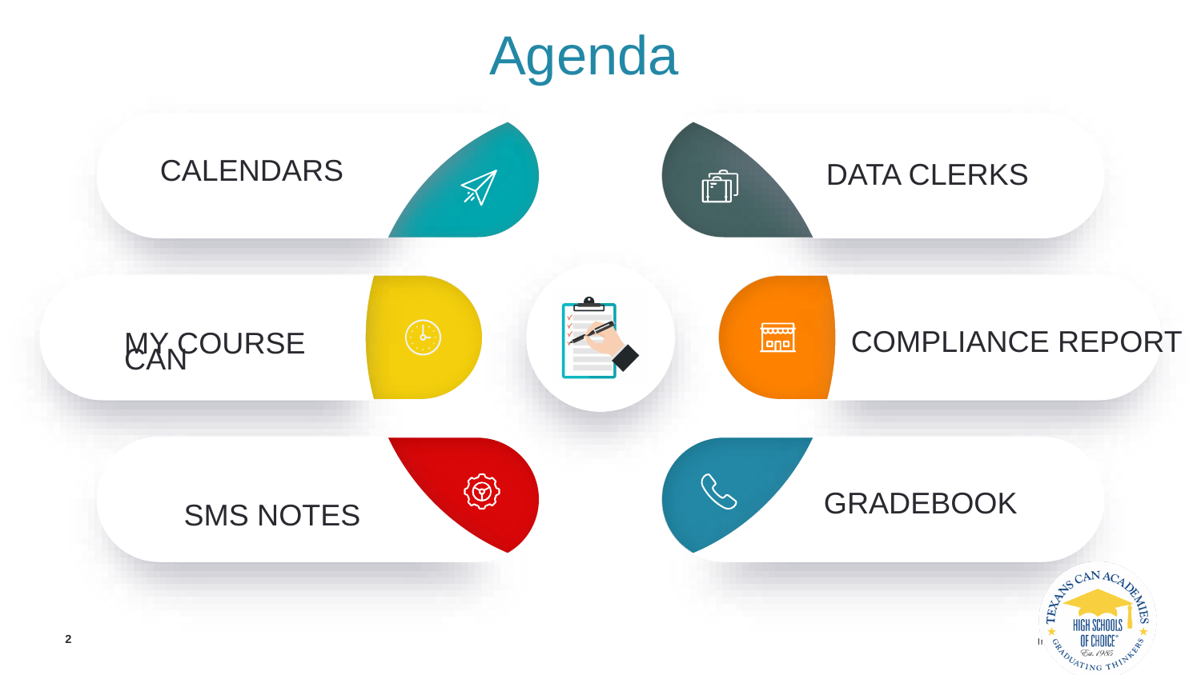# Agenda

- CALENDARS
- MY COURSE CAN
- SMS NOTES
- DATA CLERKS
- COMPLIANCE REPORT
- GRADEBOOK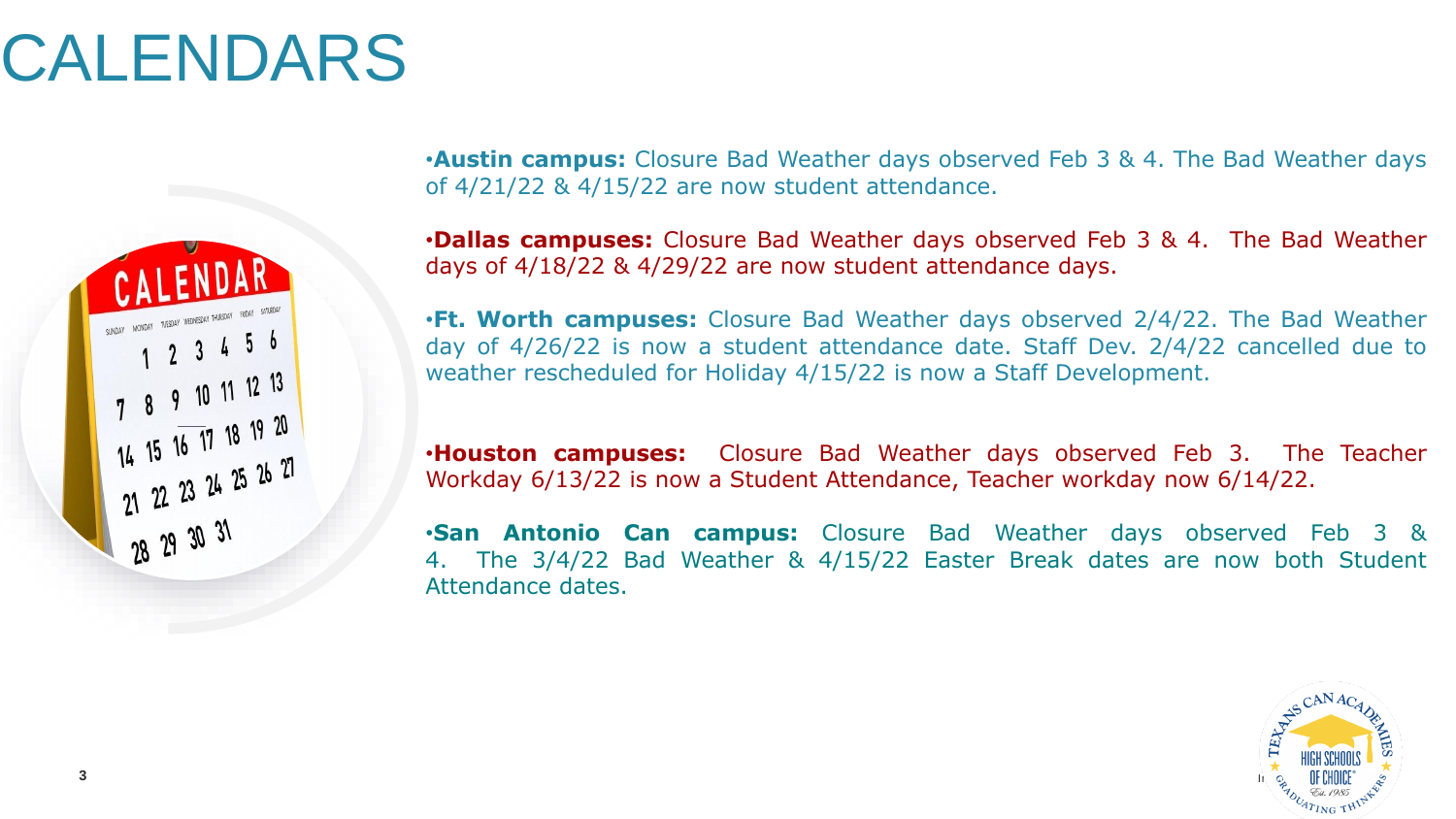# CALENDARS

- **Austin campus:** Closure Bad Weather days observed Feb 3 & 4. The Bad Weather days of 4/21/22 & 4/15/22 are now student attendance.
- **Dallas campuses:** Closure Bad Weather days observed Feb 3 & 4. The Bad Weather days of 4/18/22 & 4/29/22 are now student attendance days.
- **Ft. Worth campuses:** Closure Bad Weather days observed 2/4/22. The Bad Weather day of 4/26/22 is now a student attendance date. Staff Dev. 2/4/22 cancelled due to weather rescheduled for Holiday 4/15/22 is now a Staff Development.
- **Houston campuses:** Closure Bad Weather days observed Feb 3. The Teacher Workday 6/13/22 is now a Student Attendance, Teacher workday now 6/14/22.
- **San Antonio Can campus:** Closure Bad Weather days observed Feb 3 & 4. The 3/4/22 Bad Weather & 4/15/22 Easter Break dates are now both Student Attendance dates.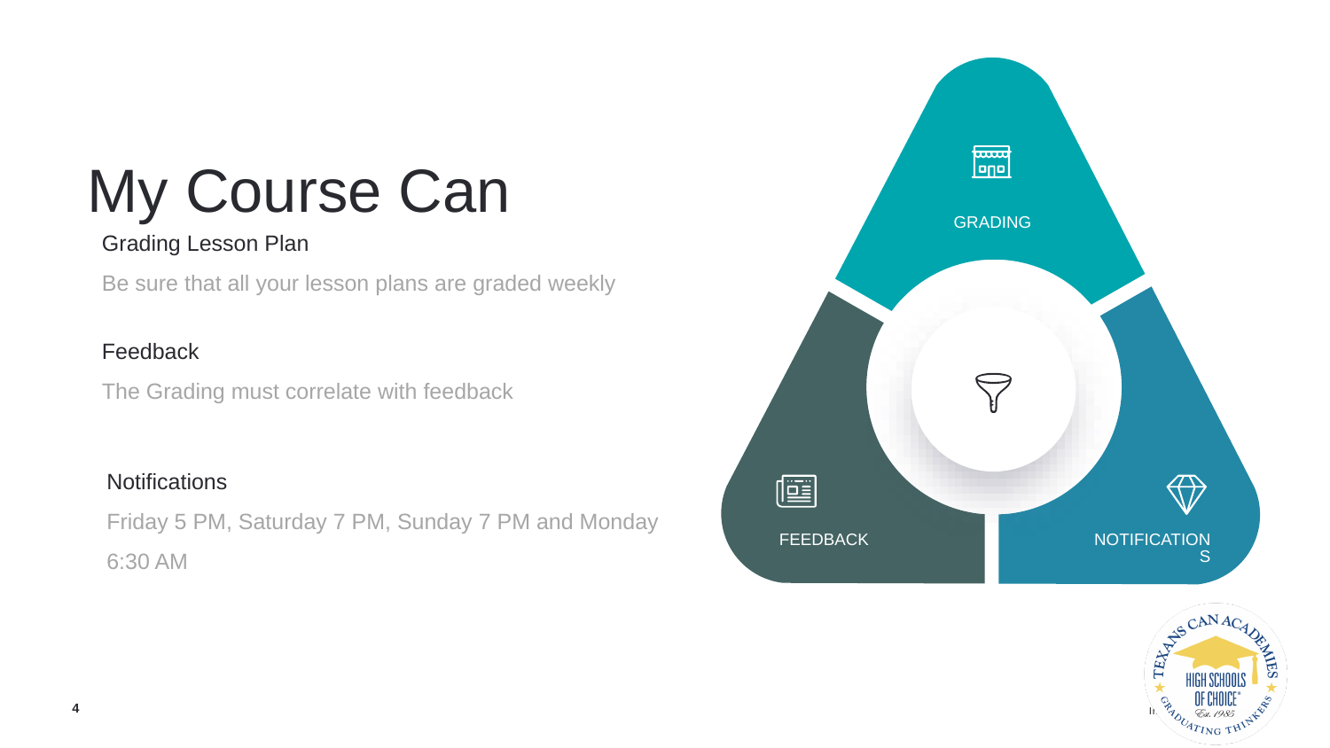# My Course Can

### Grading Lesson Plan

Be sure that all your lesson plans are graded weekly

### Feedback

The Grading must correlate with feedback

### Notifications

Friday 5 PM, Saturday 7 PM, Sunday 7 PM and Monday 6:30 AM

GRADING

FEEDBACK

NOTIFICATIONS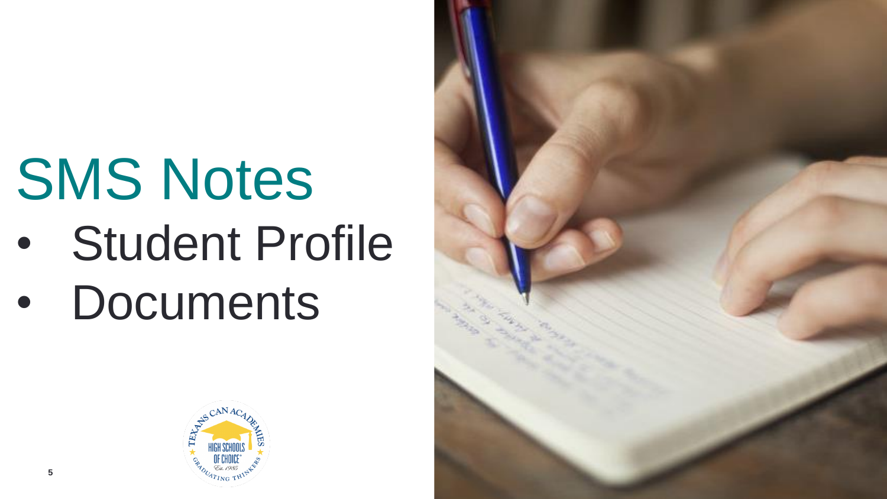# SMS Notes

- Student Profile
- Documents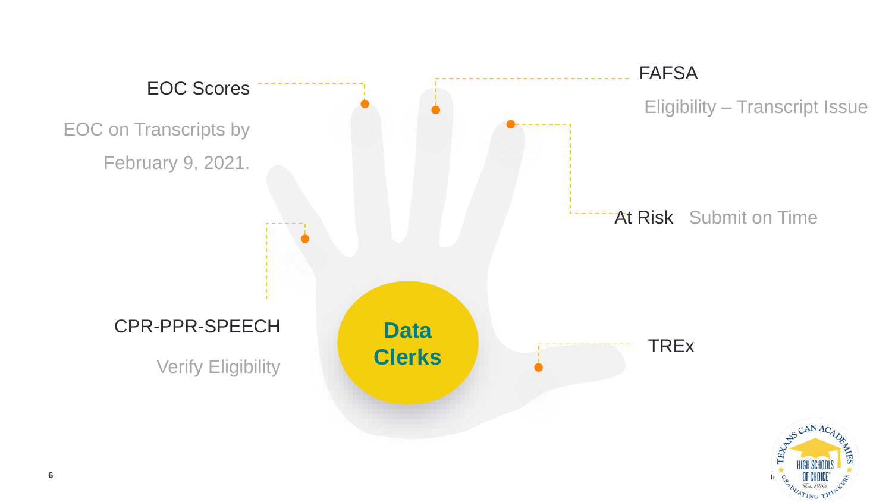# Data Clerks

**EOC Scores**

EOC on Transcripts by February 9, 2021.

**FAFSA**

Eligibility – Transcript Issue

**At Risk**

Submit on Time

**CPR-PPR-SPEECH**

Verify Eligibility

**TREx**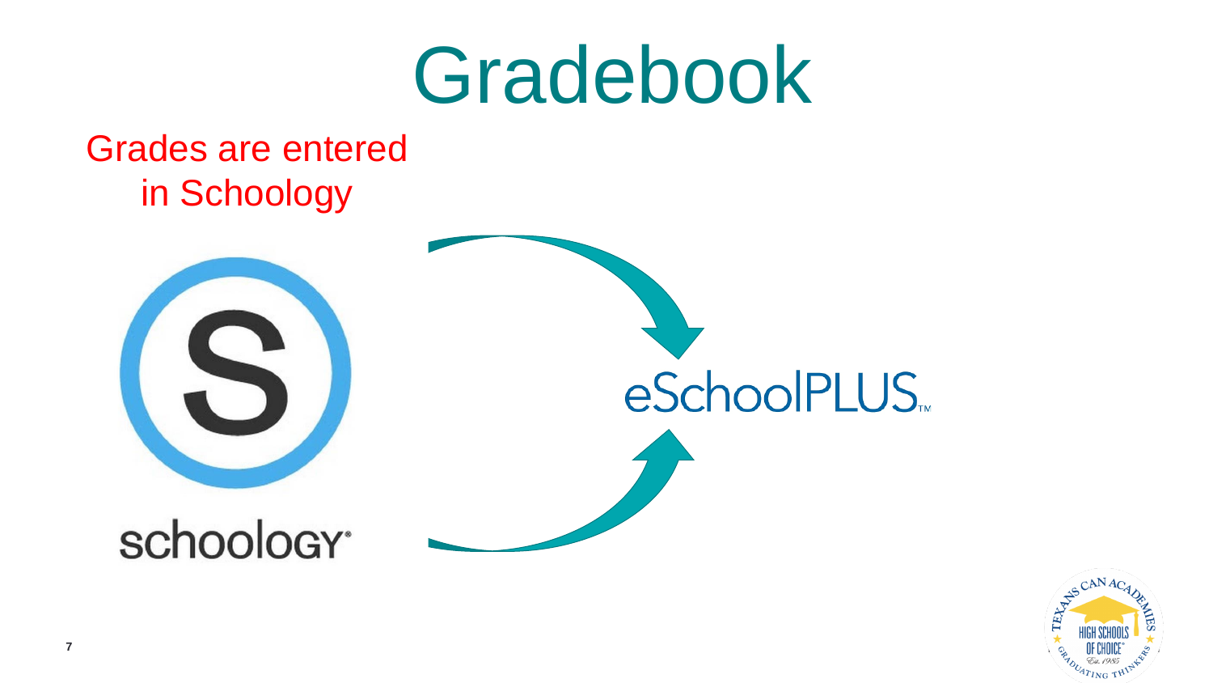# Gradebook

Grades are entered in Schoology

schoology

eSchoolPLUS™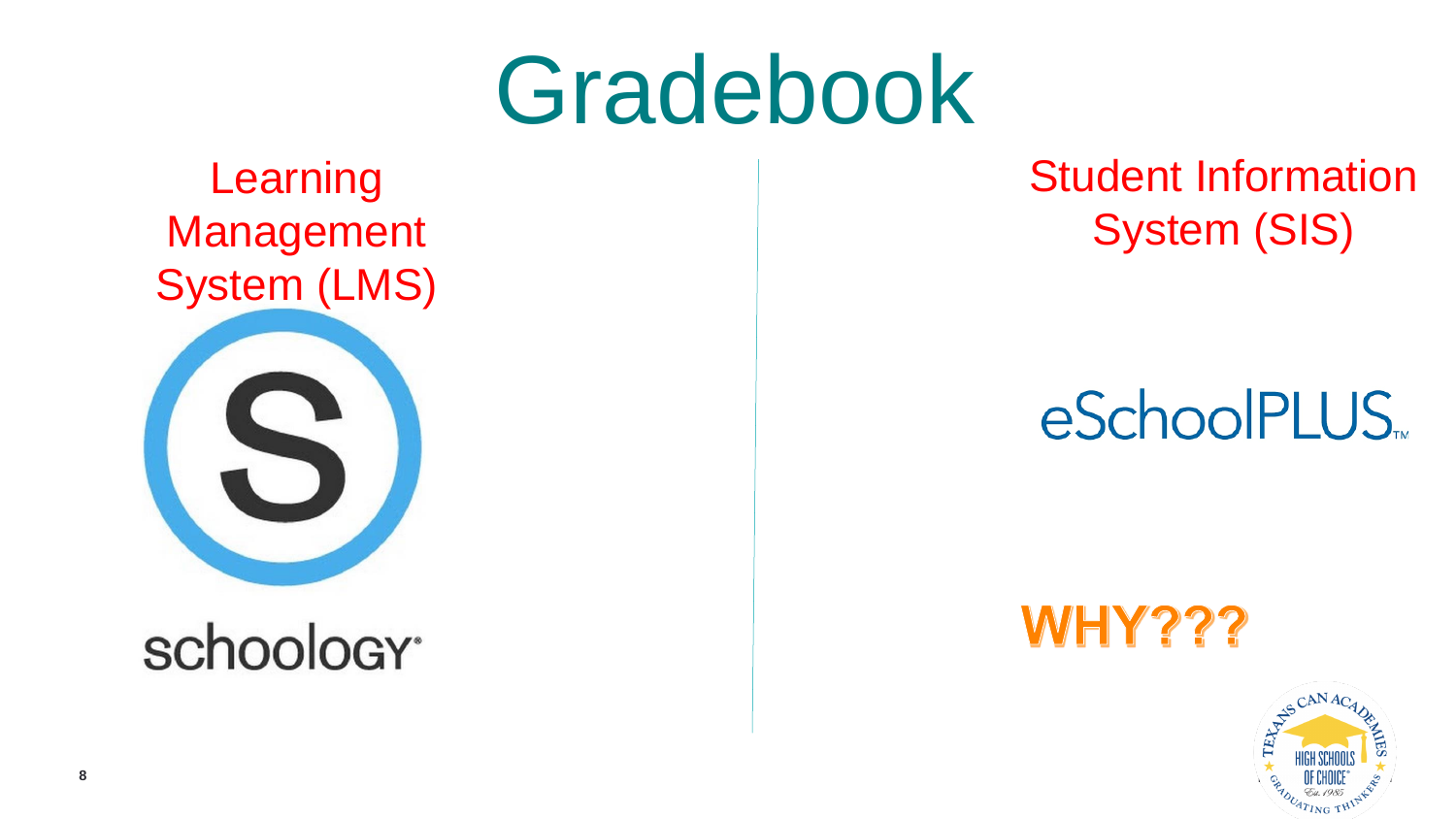# Gradebook

Learning Management System (LMS)

schoology

Student Information System (SIS)

eSchoolPLUS

**WHY???**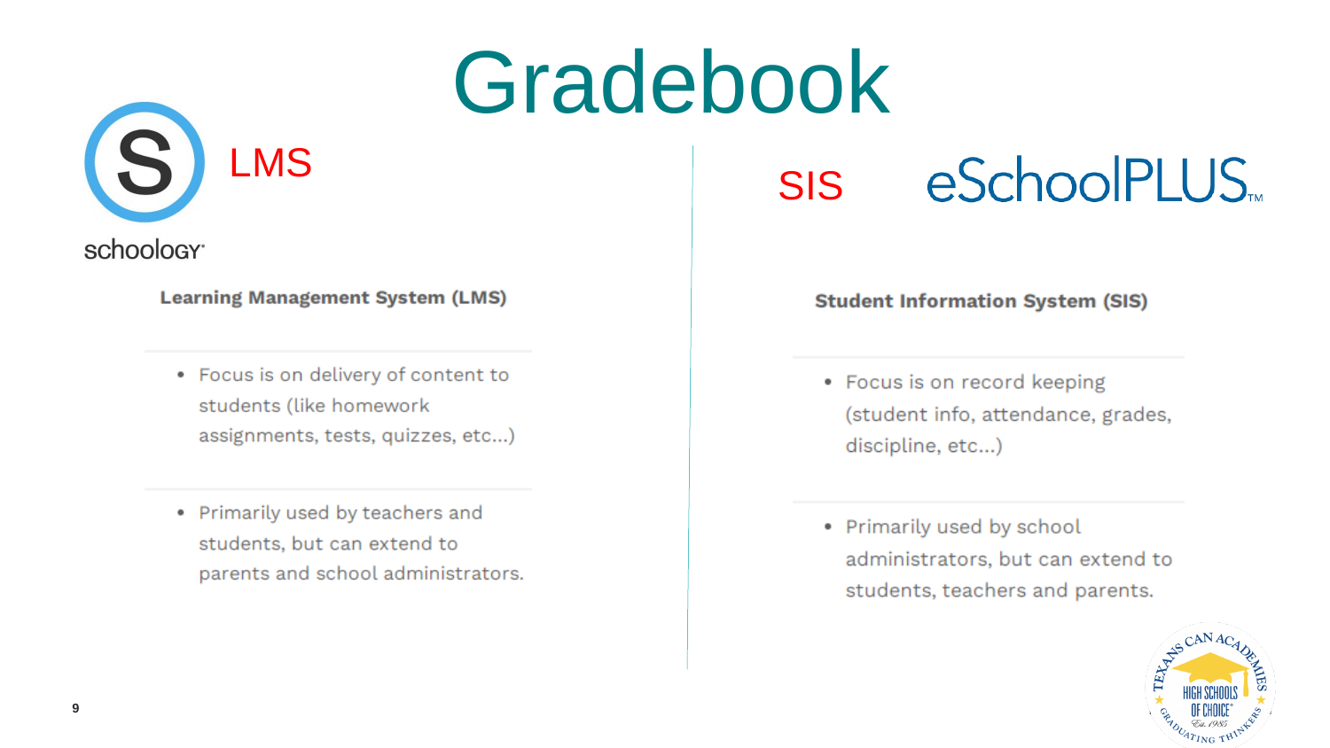# Gradebook

LMS

schoology

**Learning Management System (LMS)**

- Focus is on delivery of content to students (like homework assignments, tests, quizzes, etc...)
- Primarily used by teachers and students, but can extend to parents and school administrators.

SIS

eSchoolPLUS

**Student Information System (SIS)**

- Focus is on record keeping (student info, attendance, grades, discipline, etc...)
- Primarily used by school administrators, but can extend to students, teachers and parents.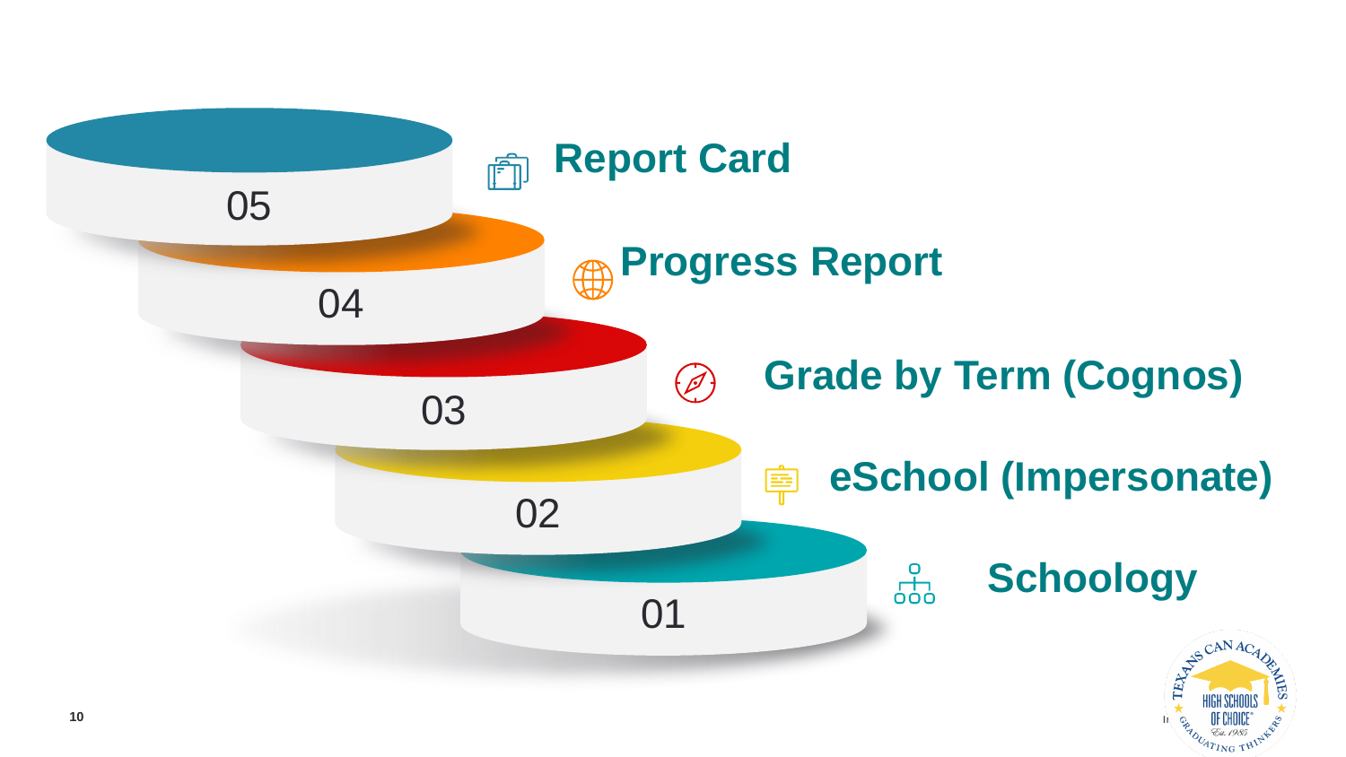05 **Report Card**

04 **Progress Report**

03 **Grade by Term (Cognos)**

02 **eSchool (Impersonate)**

01 **Schoology**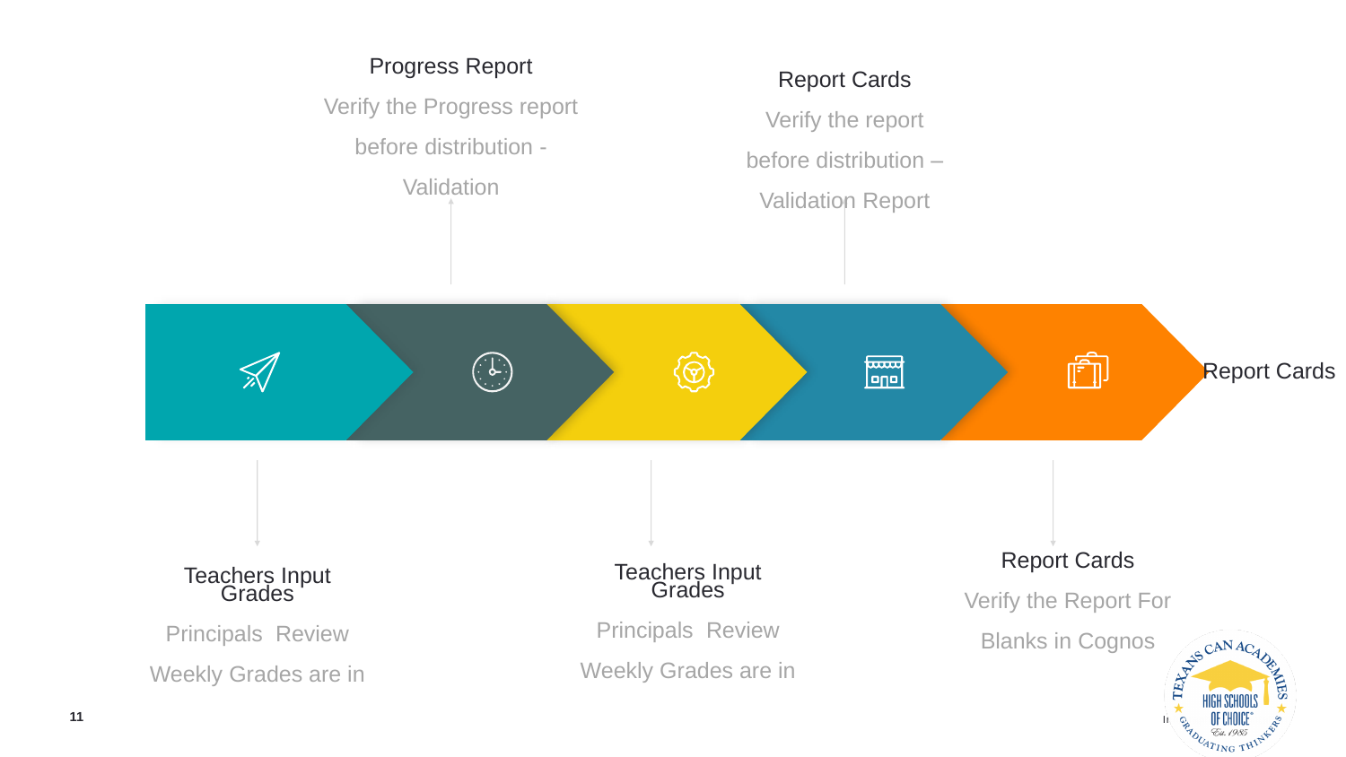Teachers Input Grades

Principals Review

Weekly Grades are in

Progress Report

Verify the Progress report before distribution - Validation

Teachers Input Grades

Principals Review

Weekly Grades are in

Report Cards

Verify the report before distribution – Validation Report

Report Cards

Verify the Report For Blanks in Cognos

Report Cards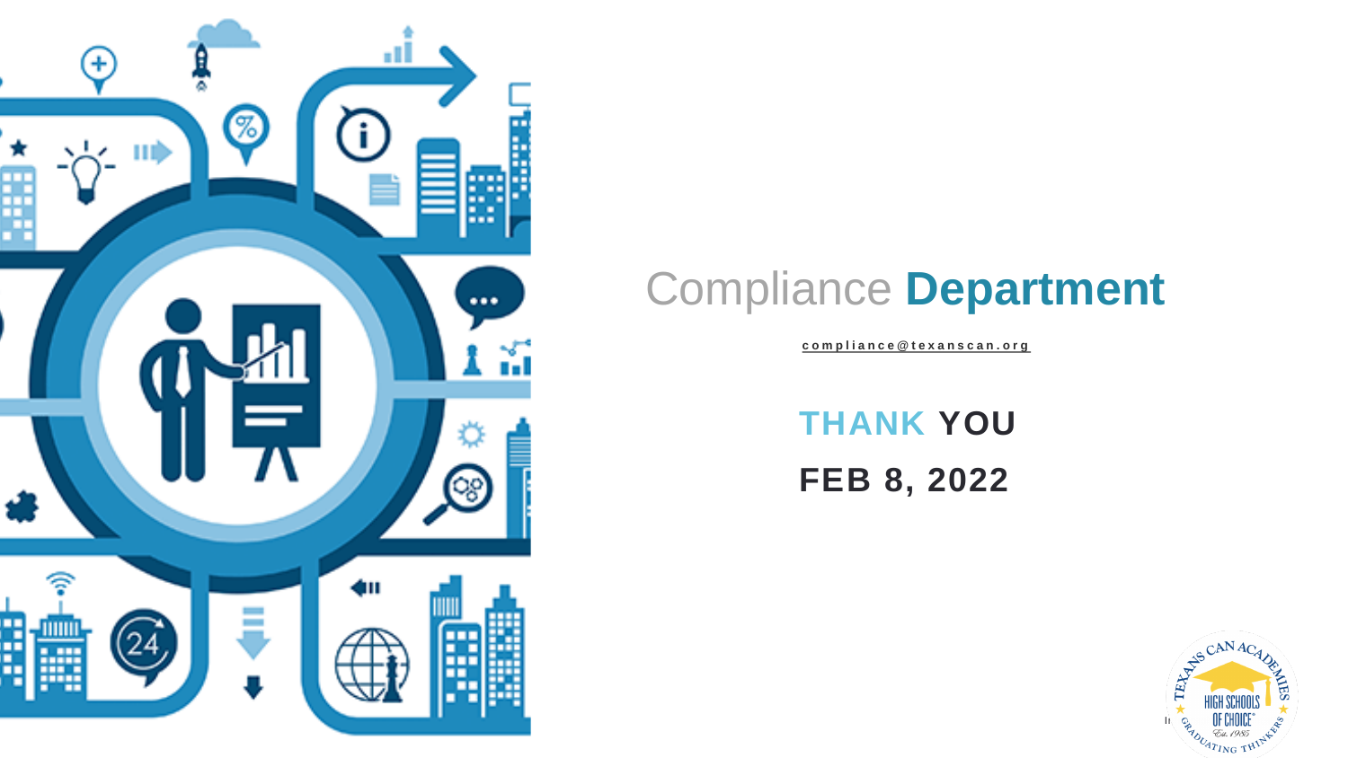# Compliance **Department**

compliance@texanscan.org

**THANK YOU**

**FEB 8, 2022**